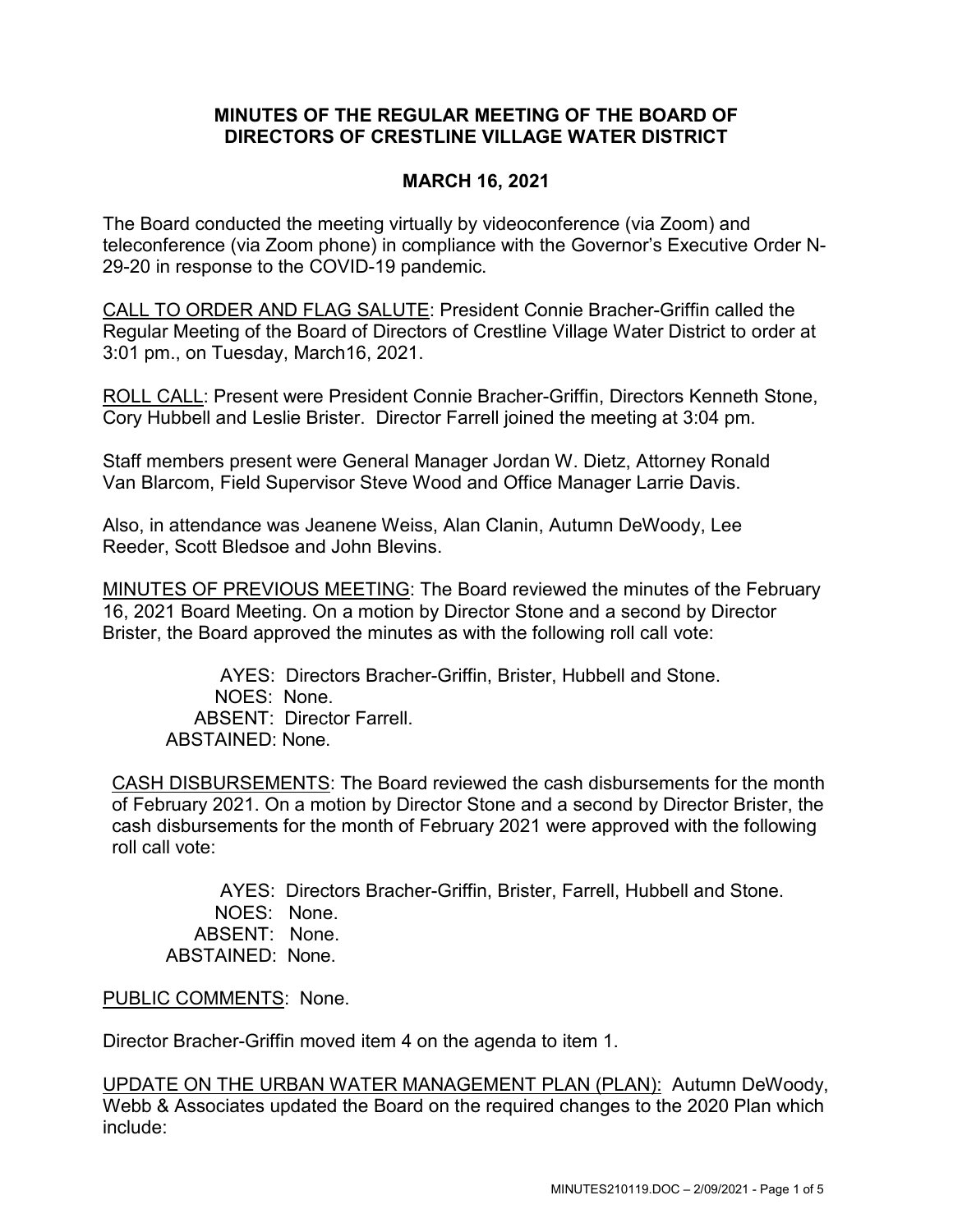# MINUTES OF THE REGULAR MEETING OF THE BOARD OF DIRECTORS OF CRESTLINE VILLAGE WATER DISTRICT

## MARCH 16, 2021

The Board conducted the meeting virtually by videoconference (via Zoom) and teleconference (via Zoom phone) in compliance with the Governor's Executive Order N-29-20 in response to the COVID-19 pandemic.

CALL TO ORDER AND FLAG SALUTE: President Connie Bracher-Griffin called the Regular Meeting of the Board of Directors of Crestline Village Water District to order at 3:01 pm., on Tuesday, March16, 2021.

ROLL CALL: Present were President Connie Bracher-Griffin, Directors Kenneth Stone, Cory Hubbell and Leslie Brister. Director Farrell joined the meeting at 3:04 pm.

Staff members present were General Manager Jordan W. Dietz, Attorney Ronald Van Blarcom, Field Supervisor Steve Wood and Office Manager Larrie Davis.

Also, in attendance was Jeanene Weiss, Alan Clanin, Autumn DeWoody, Lee Reeder, Scott Bledsoe and John Blevins.

MINUTES OF PREVIOUS MEETING: The Board reviewed the minutes of the February 16, 2021 Board Meeting. On a motion by Director Stone and a second by Director Brister, the Board approved the minutes as with the following roll call vote:

AYES: Directors Bracher-Griffin, Brister, Hubbell and Stone.
NOES: None.
ABSENT: Director Farrell.
ABSTAINED: None.

CASH DISBURSEMENTS: The Board reviewed the cash disbursements for the month of February 2021. On a motion by Director Stone and a second by Director Brister, the cash disbursements for the month of February 2021 were approved with the following roll call vote:

AYES: Directors Bracher-Griffin, Brister, Farrell, Hubbell and Stone.
NOES: None.
ABSENT: None.
ABSTAINED: None.

PUBLIC COMMENTS: None.

Director Bracher-Griffin moved item 4 on the agenda to item 1.

UPDATE ON THE URBAN WATER MANAGEMENT PLAN (PLAN): Autumn DeWoody, Webb & Associates updated the Board on the required changes to the 2020 Plan which include: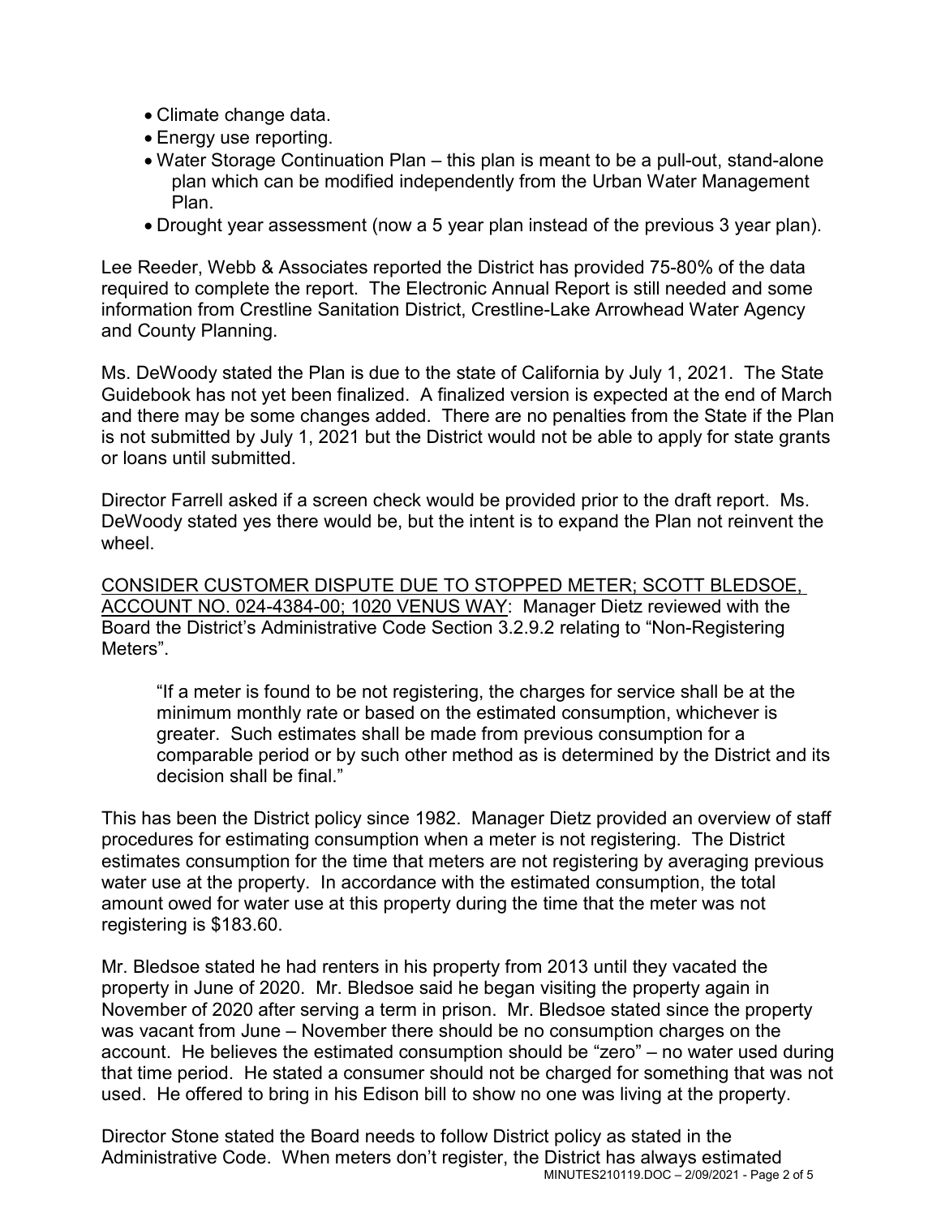- Climate change data.
- Energy use reporting.
- Water Storage Continuation Plan – this plan is meant to be a pull-out, stand-alone plan which can be modified independently from the Urban Water Management Plan.
- Drought year assessment (now a 5 year plan instead of the previous 3 year plan).

Lee Reeder, Webb & Associates reported the District has provided 75-80% of the data required to complete the report. The Electronic Annual Report is still needed and some information from Crestline Sanitation District, Crestline-Lake Arrowhead Water Agency and County Planning.

Ms. DeWoody stated the Plan is due to the state of California by July 1, 2021. The State Guidebook has not yet been finalized. A finalized version is expected at the end of March and there may be some changes added. There are no penalties from the State if the Plan is not submitted by July 1, 2021 but the District would not be able to apply for state grants or loans until submitted.

Director Farrell asked if a screen check would be provided prior to the draft report. Ms. DeWoody stated yes there would be, but the intent is to expand the Plan not reinvent the wheel.

CONSIDER CUSTOMER DISPUTE DUE TO STOPPED METER; SCOTT BLEDSOE, ACCOUNT NO. 024-4384-00; 1020 VENUS WAY: Manager Dietz reviewed with the Board the District's Administrative Code Section 3.2.9.2 relating to "Non-Registering Meters".

> "If a meter is found to be not registering, the charges for service shall be at the minimum monthly rate or based on the estimated consumption, whichever is greater. Such estimates shall be made from previous consumption for a comparable period or by such other method as is determined by the District and its decision shall be final."

This has been the District policy since 1982. Manager Dietz provided an overview of staff procedures for estimating consumption when a meter is not registering. The District estimates consumption for the time that meters are not registering by averaging previous water use at the property. In accordance with the estimated consumption, the total amount owed for water use at this property during the time that the meter was not registering is $183.60.

Mr. Bledsoe stated he had renters in his property from 2013 until they vacated the property in June of 2020. Mr. Bledsoe said he began visiting the property again in November of 2020 after serving a term in prison. Mr. Bledsoe stated since the property was vacant from June – November there should be no consumption charges on the account. He believes the estimated consumption should be "zero" – no water used during that time period. He stated a consumer should not be charged for something that was not used. He offered to bring in his Edison bill to show no one was living at the property.

Director Stone stated the Board needs to follow District policy as stated in the Administrative Code. When meters don't register, the District has always estimated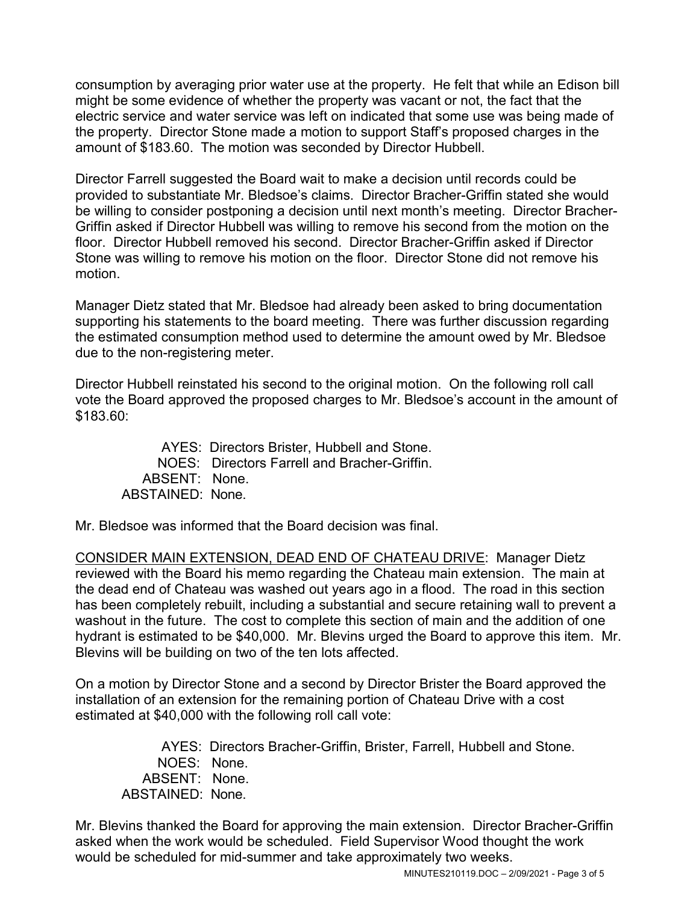consumption by averaging prior water use at the property. He felt that while an Edison bill might be some evidence of whether the property was vacant or not, the fact that the electric service and water service was left on indicated that some use was being made of the property. Director Stone made a motion to support Staff's proposed charges in the amount of $183.60. The motion was seconded by Director Hubbell.

Director Farrell suggested the Board wait to make a decision until records could be provided to substantiate Mr. Bledsoe's claims. Director Bracher-Griffin stated she would be willing to consider postponing a decision until next month's meeting. Director Bracher-Griffin asked if Director Hubbell was willing to remove his second from the motion on the floor. Director Hubbell removed his second. Director Bracher-Griffin asked if Director Stone was willing to remove his motion on the floor. Director Stone did not remove his motion.

Manager Dietz stated that Mr. Bledsoe had already been asked to bring documentation supporting his statements to the board meeting. There was further discussion regarding the estimated consumption method used to determine the amount owed by Mr. Bledsoe due to the non-registering meter.

Director Hubbell reinstated his second to the original motion. On the following roll call vote the Board approved the proposed charges to Mr. Bledsoe's account in the amount of $183.60:

AYES: Directors Brister, Hubbell and Stone.
NOES: Directors Farrell and Bracher-Griffin.
ABSENT: None.
ABSTAINED: None.

Mr. Bledsoe was informed that the Board decision was final.

<u>CONSIDER MAIN EXTENSION, DEAD END OF CHATEAU DRIVE</u>: Manager Dietz reviewed with the Board his memo regarding the Chateau main extension. The main at the dead end of Chateau was washed out years ago in a flood. The road in this section has been completely rebuilt, including a substantial and secure retaining wall to prevent a washout in the future. The cost to complete this section of main and the addition of one hydrant is estimated to be $40,000. Mr. Blevins urged the Board to approve this item. Mr. Blevins will be building on two of the ten lots affected.

On a motion by Director Stone and a second by Director Brister the Board approved the installation of an extension for the remaining portion of Chateau Drive with a cost estimated at $40,000 with the following roll call vote:

AYES: Directors Bracher-Griffin, Brister, Farrell, Hubbell and Stone.
NOES: None.
ABSENT: None.
ABSTAINED: None.

Mr. Blevins thanked the Board for approving the main extension. Director Bracher-Griffin asked when the work would be scheduled. Field Supervisor Wood thought the work would be scheduled for mid-summer and take approximately two weeks.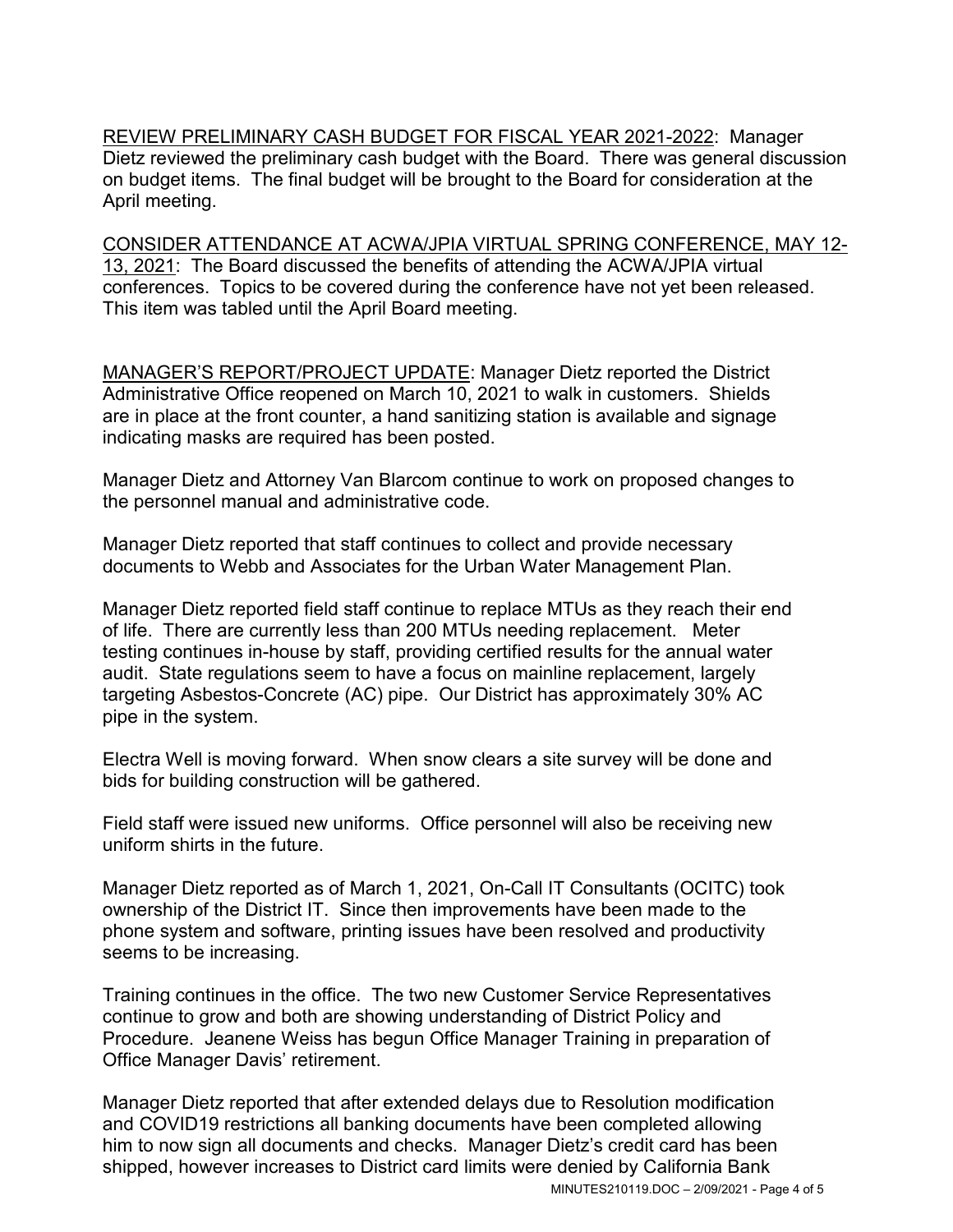REVIEW PRELIMINARY CASH BUDGET FOR FISCAL YEAR 2021-2022: Manager Dietz reviewed the preliminary cash budget with the Board. There was general discussion on budget items. The final budget will be brought to the Board for consideration at the April meeting.

CONSIDER ATTENDANCE AT ACWA/JPIA VIRTUAL SPRING CONFERENCE, MAY 12-13, 2021: The Board discussed the benefits of attending the ACWA/JPIA virtual conferences. Topics to be covered during the conference have not yet been released. This item was tabled until the April Board meeting.

MANAGER'S REPORT/PROJECT UPDATE: Manager Dietz reported the District Administrative Office reopened on March 10, 2021 to walk in customers. Shields are in place at the front counter, a hand sanitizing station is available and signage indicating masks are required has been posted.

Manager Dietz and Attorney Van Blarcom continue to work on proposed changes to the personnel manual and administrative code.

Manager Dietz reported that staff continues to collect and provide necessary documents to Webb and Associates for the Urban Water Management Plan.

Manager Dietz reported field staff continue to replace MTUs as they reach their end of life. There are currently less than 200 MTUs needing replacement. Meter testing continues in-house by staff, providing certified results for the annual water audit. State regulations seem to have a focus on mainline replacement, largely targeting Asbestos-Concrete (AC) pipe. Our District has approximately 30% AC pipe in the system.

Electra Well is moving forward. When snow clears a site survey will be done and bids for building construction will be gathered.

Field staff were issued new uniforms. Office personnel will also be receiving new uniform shirts in the future.

Manager Dietz reported as of March 1, 2021, On-Call IT Consultants (OCITC) took ownership of the District IT. Since then improvements have been made to the phone system and software, printing issues have been resolved and productivity seems to be increasing.

Training continues in the office. The two new Customer Service Representatives continue to grow and both are showing understanding of District Policy and Procedure. Jeanene Weiss has begun Office Manager Training in preparation of Office Manager Davis' retirement.

Manager Dietz reported that after extended delays due to Resolution modification and COVID19 restrictions all banking documents have been completed allowing him to now sign all documents and checks. Manager Dietz's credit card has been shipped, however increases to District card limits were denied by California Bank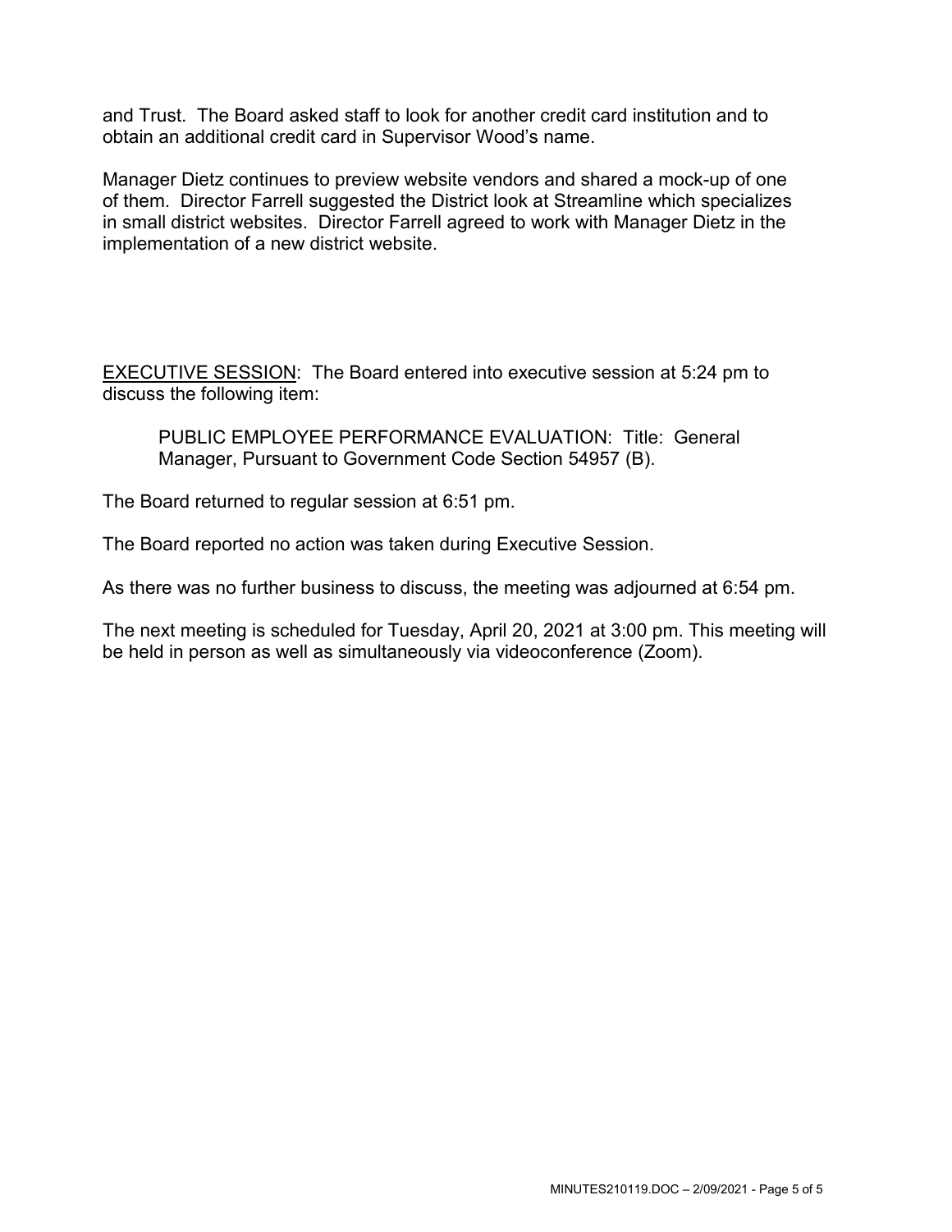and Trust. The Board asked staff to look for another credit card institution and to obtain an additional credit card in Supervisor Wood's name.

Manager Dietz continues to preview website vendors and shared a mock-up of one of them. Director Farrell suggested the District look at Streamline which specializes in small district websites. Director Farrell agreed to work with Manager Dietz in the implementation of a new district website.

<u>EXECUTIVE SESSION</u>: The Board entered into executive session at 5:24 pm to discuss the following item:

> PUBLIC EMPLOYEE PERFORMANCE EVALUATION: Title: General Manager, Pursuant to Government Code Section 54957 (B).

The Board returned to regular session at 6:51 pm.

The Board reported no action was taken during Executive Session.

As there was no further business to discuss, the meeting was adjourned at 6:54 pm.

The next meeting is scheduled for Tuesday, April 20, 2021 at 3:00 pm. This meeting will be held in person as well as simultaneously via videoconference (Zoom).